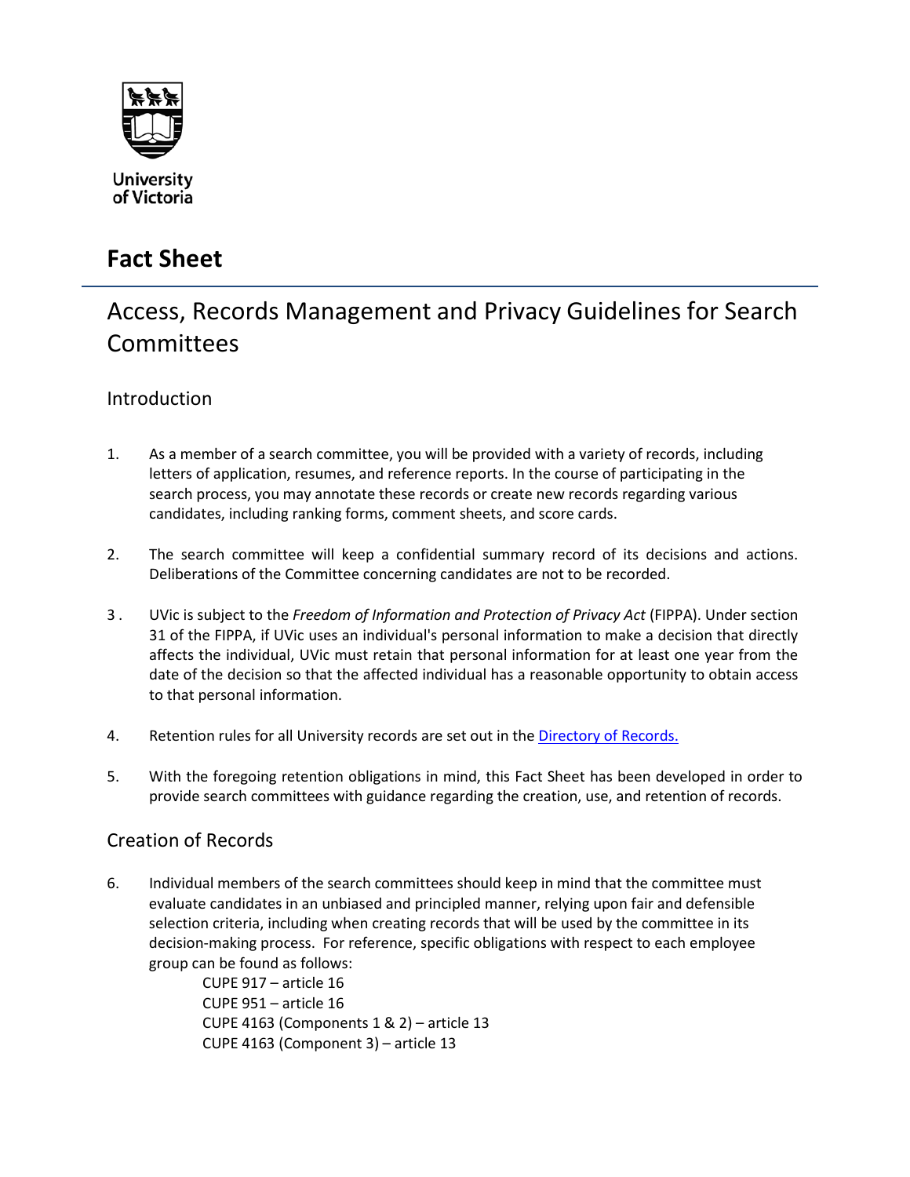University of Victoria

# Fact Sheet

## Access, Records Management and Privacy Guidelines for Search Committees

### Introduction

1. As a member of a search committee, you will be provided with a variety of records, including letters of application, resumes, and reference reports. In the course of participating in the search process, you may annotate these records or create new records regarding various candidates, including ranking forms, comment sheets, and score cards.

2. The search committee will keep a confidential summary record of its decisions and actions. Deliberations of the Committee concerning candidates are not to be recorded.

3. UVic is subject to the *Freedom of Information and Protection of Privacy Act* (FIPPA). Under section 31 of the FIPPA, if UVic uses an individual's personal information to make a decision that directly affects the individual, UVic must retain that personal information for at least one year from the date of the decision so that the affected individual has a reasonable opportunity to obtain access to that personal information.

4. Retention rules for all University records are set out in the [Directory of Records.]()

5. With the foregoing retention obligations in mind, this Fact Sheet has been developed in order to provide search committees with guidance regarding the creation, use, and retention of records.

### Creation of Records

6. Individual members of the search committees should keep in mind that the committee must evaluate candidates in an unbiased and principled manner, relying upon fair and defensible selection criteria, including when creating records that will be used by the committee in its decision-making process. For reference, specific obligations with respect to each employee group can be found as follows:

   CUPE 917 – article 16
   CUPE 951 – article 16
   CUPE 4163 (Components 1 & 2) – article 13
   CUPE 4163 (Component 3) – article 13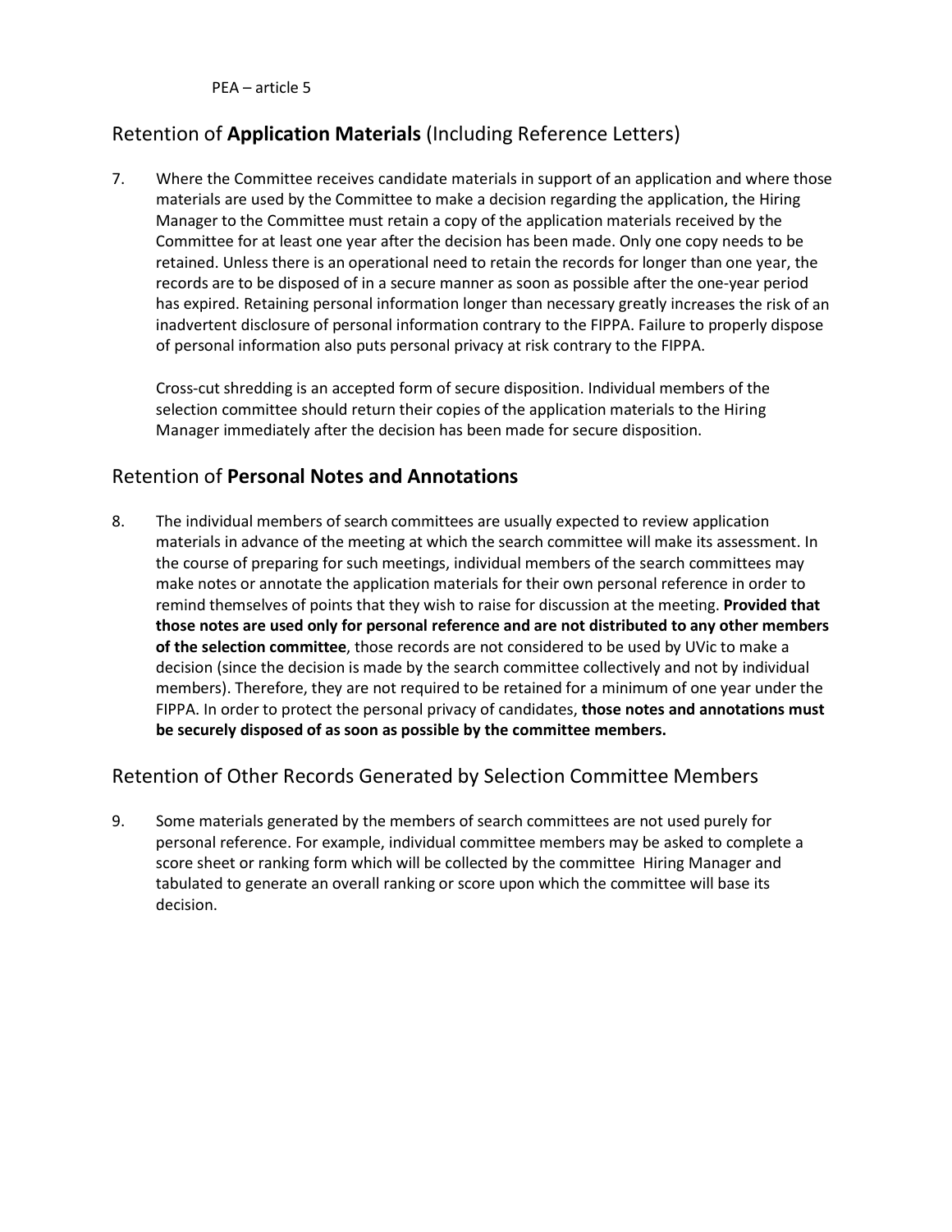PEA – article 5

## Retention of **Application Materials** (Including Reference Letters)

7. Where the Committee receives candidate materials in support of an application and where those materials are used by the Committee to make a decision regarding the application, the Hiring Manager to the Committee must retain a copy of the application materials received by the Committee for at least one year after the decision has been made. Only one copy needs to be retained. Unless there is an operational need to retain the records for longer than one year, the records are to be disposed of in a secure manner as soon as possible after the one-year period has expired. Retaining personal information longer than necessary greatly increases the risk of an inadvertent disclosure of personal information contrary to the FIPPA. Failure to properly dispose of personal information also puts personal privacy at risk contrary to the FIPPA.

   Cross-cut shredding is an accepted form of secure disposition. Individual members of the selection committee should return their copies of the application materials to the Hiring Manager immediately after the decision has been made for secure disposition.

## Retention of **Personal Notes and Annotations**

8. The individual members of search committees are usually expected to review application materials in advance of the meeting at which the search committee will make its assessment. In the course of preparing for such meetings, individual members of the search committees may make notes or annotate the application materials for their own personal reference in order to remind themselves of points that they wish to raise for discussion at the meeting. **Provided that those notes are used only for personal reference and are not distributed to any other members of the selection committee**, those records are not considered to be used by UVic to make a decision (since the decision is made by the search committee collectively and not by individual members). Therefore, they are not required to be retained for a minimum of one year under the FIPPA. In order to protect the personal privacy of candidates, **those notes and annotations must be securely disposed of as soon as possible by the committee members.**

## Retention of Other Records Generated by Selection Committee Members

9. Some materials generated by the members of search committees are not used purely for personal reference. For example, individual committee members may be asked to complete a score sheet or ranking form which will be collected by the committee Hiring Manager and tabulated to generate an overall ranking or score upon which the committee will base its decision.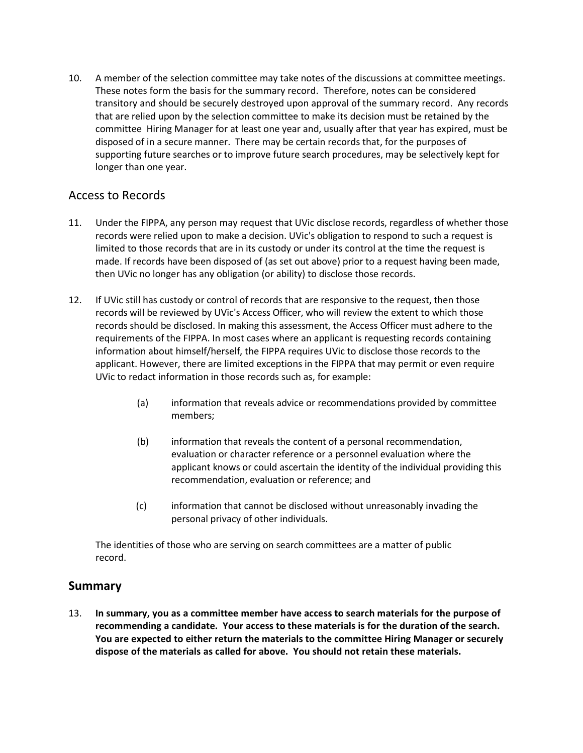10. A member of the selection committee may take notes of the discussions at committee meetings. These notes form the basis for the summary record. Therefore, notes can be considered transitory and should be securely destroyed upon approval of the summary record. Any records that are relied upon by the selection committee to make its decision must be retained by the committee Hiring Manager for at least one year and, usually after that year has expired, must be disposed of in a secure manner. There may be certain records that, for the purposes of supporting future searches or to improve future search procedures, may be selectively kept for longer than one year.

## Access to Records

11. Under the FIPPA, any person may request that UVic disclose records, regardless of whether those records were relied upon to make a decision. UVic's obligation to respond to such a request is limited to those records that are in its custody or under its control at the time the request is made. If records have been disposed of (as set out above) prior to a request having been made, then UVic no longer has any obligation (or ability) to disclose those records.

12. If UVic still has custody or control of records that are responsive to the request, then those records will be reviewed by UVic's Access Officer, who will review the extent to which those records should be disclosed. In making this assessment, the Access Officer must adhere to the requirements of the FIPPA. In most cases where an applicant is requesting records containing information about himself/herself, the FIPPA requires UVic to disclose those records to the applicant. However, there are limited exceptions in the FIPPA that may permit or even require UVic to redact information in those records such as, for example:

    (a) information that reveals advice or recommendations provided by committee members;

    (b) information that reveals the content of a personal recommendation, evaluation or character reference or a personnel evaluation where the applicant knows or could ascertain the identity of the individual providing this recommendation, evaluation or reference; and

    (c) information that cannot be disclosed without unreasonably invading the personal privacy of other individuals.

    The identities of those who are serving on search committees are a matter of public record.

## Summary

13. **In summary, you as a committee member have access to search materials for the purpose of recommending a candidate. Your access to these materials is for the duration of the search. You are expected to either return the materials to the committee Hiring Manager or securely dispose of the materials as called for above. You should not retain these materials.**